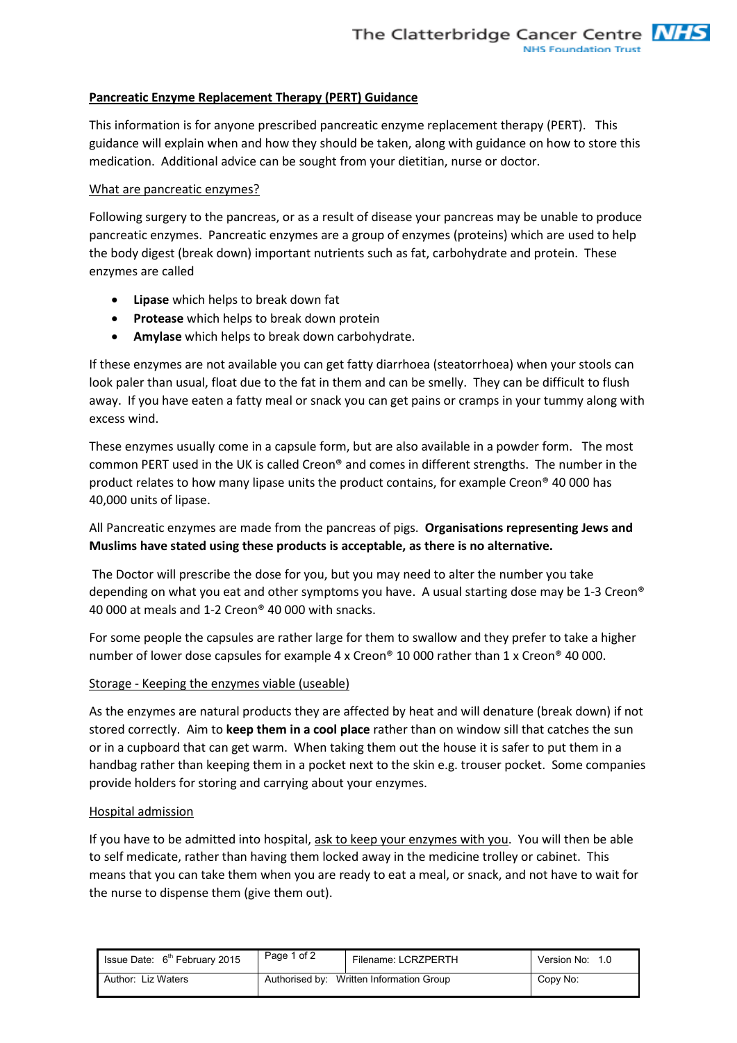**Pancreatic Enzyme Replacement Therapy (PERT) Guidance**

This information is for anyone prescribed pancreatic enzyme replacement therapy (PERT). This guidance will explain when and how they should be taken, along with guidance on how to store this medication. Additional advice can be sought from your dietitian, nurse or doctor.

What are pancreatic enzymes?

Following surgery to the pancreas, or as a result of disease your pancreas may be unable to produce pancreatic enzymes. Pancreatic enzymes are a group of enzymes (proteins) which are used to help the body digest (break down) important nutrients such as fat, carbohydrate and protein. These enzymes are called

- **Lipase** which helps to break down fat
- **Protease** which helps to break down protein
- **Amylase** which helps to break down carbohydrate.

If these enzymes are not available you can get fatty diarrhoea (steatorrhoea) when your stools can look paler than usual, float due to the fat in them and can be smelly. They can be difficult to flush away. If you have eaten a fatty meal or snack you can get pains or cramps in your tummy along with excess wind.

These enzymes usually come in a capsule form, but are also available in a powder form. The most common PERT used in the UK is called Creon® and comes in different strengths. The number in the product relates to how many lipase units the product contains, for example Creon® 40 000 has 40,000 units of lipase.

All Pancreatic enzymes are made from the pancreas of pigs. **Organisations representing Jews and Muslims have stated using these products is acceptable, as there is no alternative.**

The Doctor will prescribe the dose for you, but you may need to alter the number you take depending on what you eat and other symptoms you have. A usual starting dose may be 1-3 Creon® 40 000 at meals and 1-2 Creon® 40 000 with snacks.

For some people the capsules are rather large for them to swallow and they prefer to take a higher number of lower dose capsules for example 4 x Creon® 10 000 rather than 1 x Creon® 40 000.

Storage - Keeping the enzymes viable (useable)

As the enzymes are natural products they are affected by heat and will denature (break down) if not stored correctly. Aim to **keep them in a cool place** rather than on window sill that catches the sun or in a cupboard that can get warm. When taking them out the house it is safer to put them in a handbag rather than keeping them in a pocket next to the skin e.g. trouser pocket. Some companies provide holders for storing and carrying about your enzymes.

Hospital admission

If you have to be admitted into hospital, ask to keep your enzymes with you. You will then be able to self medicate, rather than having them locked away in the medicine trolley or cabinet. This means that you can take them when you are ready to eat a meal, or snack, and not have to wait for the nurse to dispense them (give them out).

| Issue Date: 6th February 2015 | Page 1 of 2 | Filename: LCRZPERTH | Version No: 1.0 |
|---|---|---|---|
| Author: Liz Waters | Authorised by: Written Information Group | | Copy No: |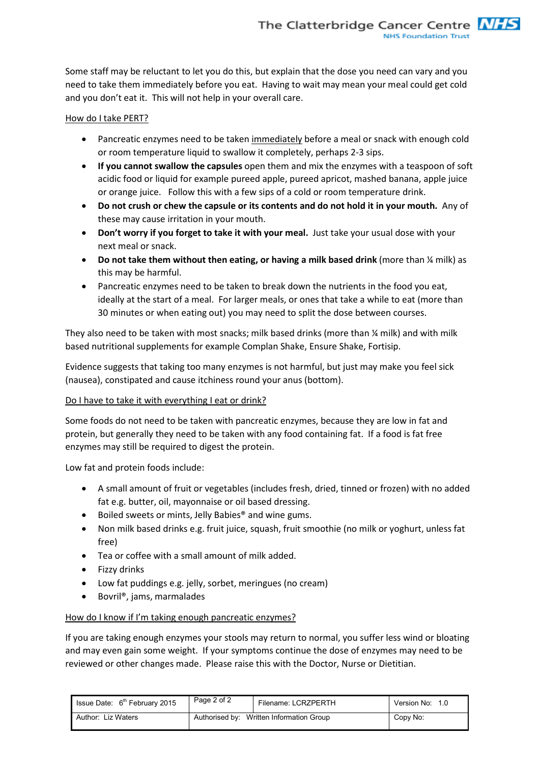Some staff may be reluctant to let you do this, but explain that the dose you need can vary and you need to take them immediately before you eat. Having to wait may mean your meal could get cold and you don't eat it. This will not help in your overall care.

## How do I take PERT?

- Pancreatic enzymes need to be taken immediately before a meal or snack with enough cold or room temperature liquid to swallow it completely, perhaps 2-3 sips.
- **If you cannot swallow the capsules** open them and mix the enzymes with a teaspoon of soft acidic food or liquid for example pureed apple, pureed apricot, mashed banana, apple juice or orange juice. Follow this with a few sips of a cold or room temperature drink.
- **Do not crush or chew the capsule or its contents and do not hold it in your mouth.** Any of these may cause irritation in your mouth.
- **Don't worry if you forget to take it with your meal.** Just take your usual dose with your next meal or snack.
- **Do not take them without then eating, or having a milk based drink** (more than ¼ milk) as this may be harmful.
- Pancreatic enzymes need to be taken to break down the nutrients in the food you eat, ideally at the start of a meal. For larger meals, or ones that take a while to eat (more than 30 minutes or when eating out) you may need to split the dose between courses.

They also need to be taken with most snacks; milk based drinks (more than ¼ milk) and with milk based nutritional supplements for example Complan Shake, Ensure Shake, Fortisip.

Evidence suggests that taking too many enzymes is not harmful, but just may make you feel sick (nausea), constipated and cause itchiness round your anus (bottom).

## Do I have to take it with everything I eat or drink?

Some foods do not need to be taken with pancreatic enzymes, because they are low in fat and protein, but generally they need to be taken with any food containing fat. If a food is fat free enzymes may still be required to digest the protein.

Low fat and protein foods include:

- A small amount of fruit or vegetables (includes fresh, dried, tinned or frozen) with no added fat e.g. butter, oil, mayonnaise or oil based dressing.
- Boiled sweets or mints, Jelly Babies® and wine gums.
- Non milk based drinks e.g. fruit juice, squash, fruit smoothie (no milk or yoghurt, unless fat free)
- Tea or coffee with a small amount of milk added.
- Fizzy drinks
- Low fat puddings e.g. jelly, sorbet, meringues (no cream)
- Bovril®, jams, marmalades

## How do I know if I'm taking enough pancreatic enzymes?

If you are taking enough enzymes your stools may return to normal, you suffer less wind or bloating and may even gain some weight. If your symptoms continue the dose of enzymes may need to be reviewed or other changes made. Please raise this with the Doctor, Nurse or Dietitian.